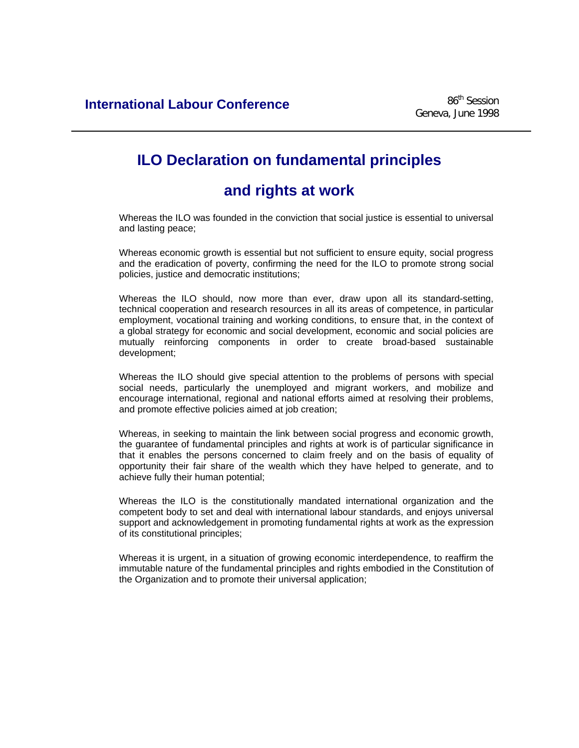**International Labour Conference**

86th Session
Geneva, June 1998

# ILO Declaration on fundamental principles and rights at work

Whereas the ILO was founded in the conviction that social justice is essential to universal and lasting peace;

Whereas economic growth is essential but not sufficient to ensure equity, social progress and the eradication of poverty, confirming the need for the ILO to promote strong social policies, justice and democratic institutions;

Whereas the ILO should, now more than ever, draw upon all its standard-setting, technical cooperation and research resources in all its areas of competence, in particular employment, vocational training and working conditions, to ensure that, in the context of a global strategy for economic and social development, economic and social policies are mutually reinforcing components in order to create broad-based sustainable development;

Whereas the ILO should give special attention to the problems of persons with special social needs, particularly the unemployed and migrant workers, and mobilize and encourage international, regional and national efforts aimed at resolving their problems, and promote effective policies aimed at job creation;

Whereas, in seeking to maintain the link between social progress and economic growth, the guarantee of fundamental principles and rights at work is of particular significance in that it enables the persons concerned to claim freely and on the basis of equality of opportunity their fair share of the wealth which they have helped to generate, and to achieve fully their human potential;

Whereas the ILO is the constitutionally mandated international organization and the competent body to set and deal with international labour standards, and enjoys universal support and acknowledgement in promoting fundamental rights at work as the expression of its constitutional principles;

Whereas it is urgent, in a situation of growing economic interdependence, to reaffirm the immutable nature of the fundamental principles and rights embodied in the Constitution of the Organization and to promote their universal application;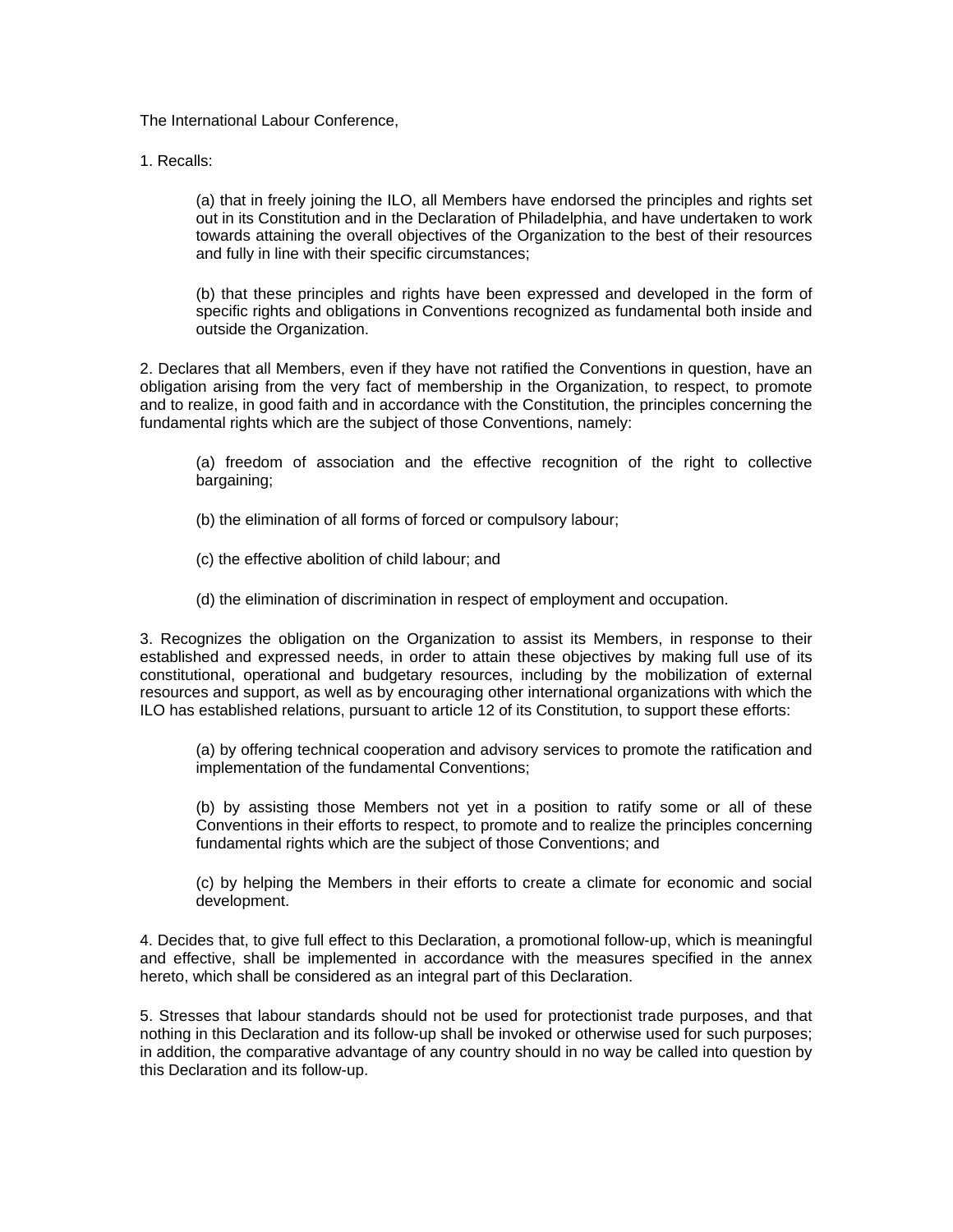The International Labour Conference,

1. Recalls:

   (a) that in freely joining the ILO, all Members have endorsed the principles and rights set out in its Constitution and in the Declaration of Philadelphia, and have undertaken to work towards attaining the overall objectives of the Organization to the best of their resources and fully in line with their specific circumstances;

   (b) that these principles and rights have been expressed and developed in the form of specific rights and obligations in Conventions recognized as fundamental both inside and outside the Organization.

2. Declares that all Members, even if they have not ratified the Conventions in question, have an obligation arising from the very fact of membership in the Organization, to respect, to promote and to realize, in good faith and in accordance with the Constitution, the principles concerning the fundamental rights which are the subject of those Conventions, namely:

   (a) freedom of association and the effective recognition of the right to collective bargaining;

   (b) the elimination of all forms of forced or compulsory labour;

   (c) the effective abolition of child labour; and

   (d) the elimination of discrimination in respect of employment and occupation.

3. Recognizes the obligation on the Organization to assist its Members, in response to their established and expressed needs, in order to attain these objectives by making full use of its constitutional, operational and budgetary resources, including by the mobilization of external resources and support, as well as by encouraging other international organizations with which the ILO has established relations, pursuant to article 12 of its Constitution, to support these efforts:

   (a) by offering technical cooperation and advisory services to promote the ratification and implementation of the fundamental Conventions;

   (b) by assisting those Members not yet in a position to ratify some or all of these Conventions in their efforts to respect, to promote and to realize the principles concerning fundamental rights which are the subject of those Conventions; and

   (c) by helping the Members in their efforts to create a climate for economic and social development.

4. Decides that, to give full effect to this Declaration, a promotional follow-up, which is meaningful and effective, shall be implemented in accordance with the measures specified in the annex hereto, which shall be considered as an integral part of this Declaration.

5. Stresses that labour standards should not be used for protectionist trade purposes, and that nothing in this Declaration and its follow-up shall be invoked or otherwise used for such purposes; in addition, the comparative advantage of any country should in no way be called into question by this Declaration and its follow-up.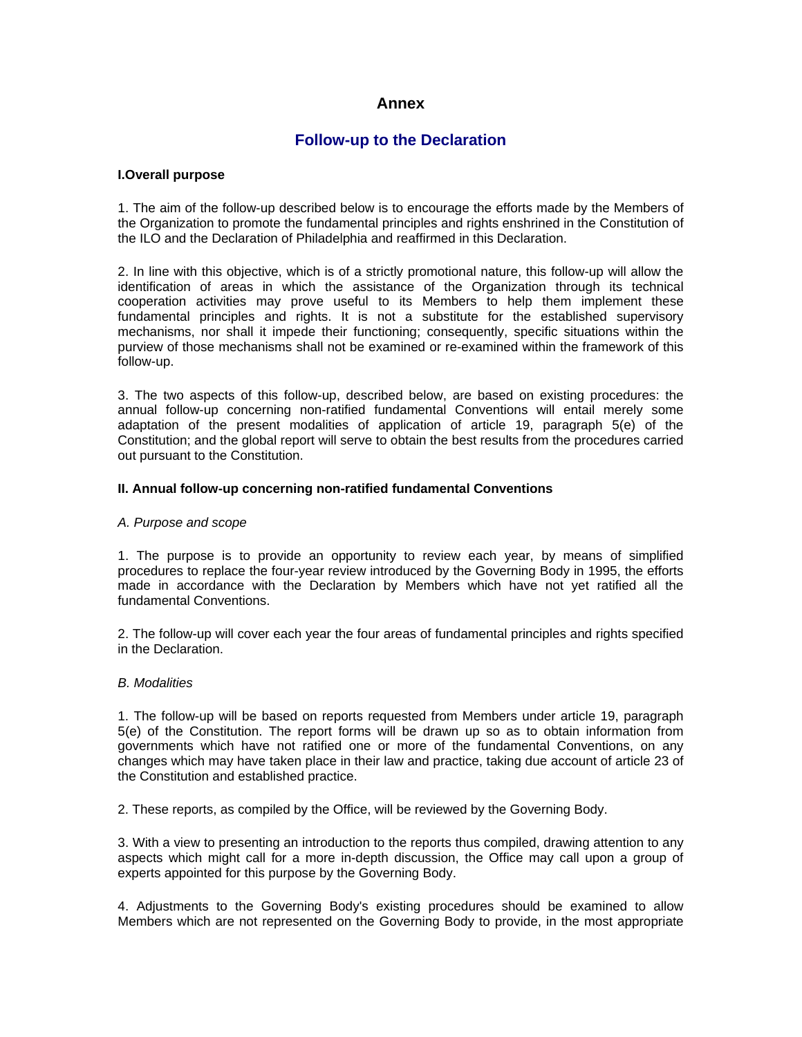# Annex

## Follow-up to the Declaration

### I.Overall purpose

1. The aim of the follow-up described below is to encourage the efforts made by the Members of the Organization to promote the fundamental principles and rights enshrined in the Constitution of the ILO and the Declaration of Philadelphia and reaffirmed in this Declaration.

2. In line with this objective, which is of a strictly promotional nature, this follow-up will allow the identification of areas in which the assistance of the Organization through its technical cooperation activities may prove useful to its Members to help them implement these fundamental principles and rights. It is not a substitute for the established supervisory mechanisms, nor shall it impede their functioning; consequently, specific situations within the purview of those mechanisms shall not be examined or re-examined within the framework of this follow-up.

3. The two aspects of this follow-up, described below, are based on existing procedures: the annual follow-up concerning non-ratified fundamental Conventions will entail merely some adaptation of the present modalities of application of article 19, paragraph 5(e) of the Constitution; and the global report will serve to obtain the best results from the procedures carried out pursuant to the Constitution.

### II. Annual follow-up concerning non-ratified fundamental Conventions

*A. Purpose and scope*

1. The purpose is to provide an opportunity to review each year, by means of simplified procedures to replace the four-year review introduced by the Governing Body in 1995, the efforts made in accordance with the Declaration by Members which have not yet ratified all the fundamental Conventions.

2. The follow-up will cover each year the four areas of fundamental principles and rights specified in the Declaration.

*B. Modalities*

1. The follow-up will be based on reports requested from Members under article 19, paragraph 5(e) of the Constitution. The report forms will be drawn up so as to obtain information from governments which have not ratified one or more of the fundamental Conventions, on any changes which may have taken place in their law and practice, taking due account of article 23 of the Constitution and established practice.

2. These reports, as compiled by the Office, will be reviewed by the Governing Body.

3. With a view to presenting an introduction to the reports thus compiled, drawing attention to any aspects which might call for a more in-depth discussion, the Office may call upon a group of experts appointed for this purpose by the Governing Body.

4. Adjustments to the Governing Body's existing procedures should be examined to allow Members which are not represented on the Governing Body to provide, in the most appropriate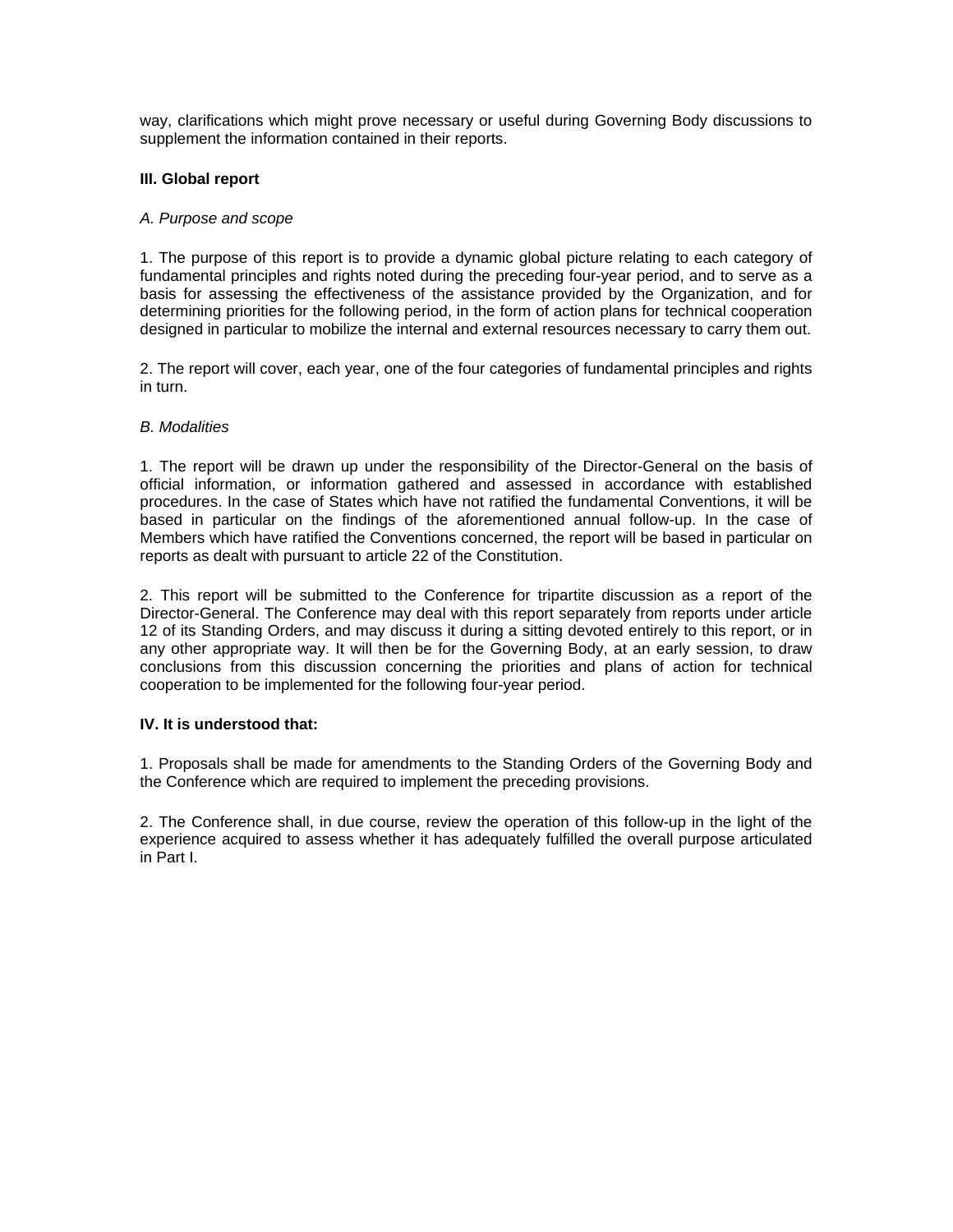way, clarifications which might prove necessary or useful during Governing Body discussions to supplement the information contained in their reports.

## III. Global report

*A. Purpose and scope*

1. The purpose of this report is to provide a dynamic global picture relating to each category of fundamental principles and rights noted during the preceding four-year period, and to serve as a basis for assessing the effectiveness of the assistance provided by the Organization, and for determining priorities for the following period, in the form of action plans for technical cooperation designed in particular to mobilize the internal and external resources necessary to carry them out.

2. The report will cover, each year, one of the four categories of fundamental principles and rights in turn.

*B. Modalities*

1. The report will be drawn up under the responsibility of the Director-General on the basis of official information, or information gathered and assessed in accordance with established procedures. In the case of States which have not ratified the fundamental Conventions, it will be based in particular on the findings of the aforementioned annual follow-up. In the case of Members which have ratified the Conventions concerned, the report will be based in particular on reports as dealt with pursuant to article 22 of the Constitution.

2. This report will be submitted to the Conference for tripartite discussion as a report of the Director-General. The Conference may deal with this report separately from reports under article 12 of its Standing Orders, and may discuss it during a sitting devoted entirely to this report, or in any other appropriate way. It will then be for the Governing Body, at an early session, to draw conclusions from this discussion concerning the priorities and plans of action for technical cooperation to be implemented for the following four-year period.

## IV. It is understood that:

1. Proposals shall be made for amendments to the Standing Orders of the Governing Body and the Conference which are required to implement the preceding provisions.

2. The Conference shall, in due course, review the operation of this follow-up in the light of the experience acquired to assess whether it has adequately fulfilled the overall purpose articulated in Part I.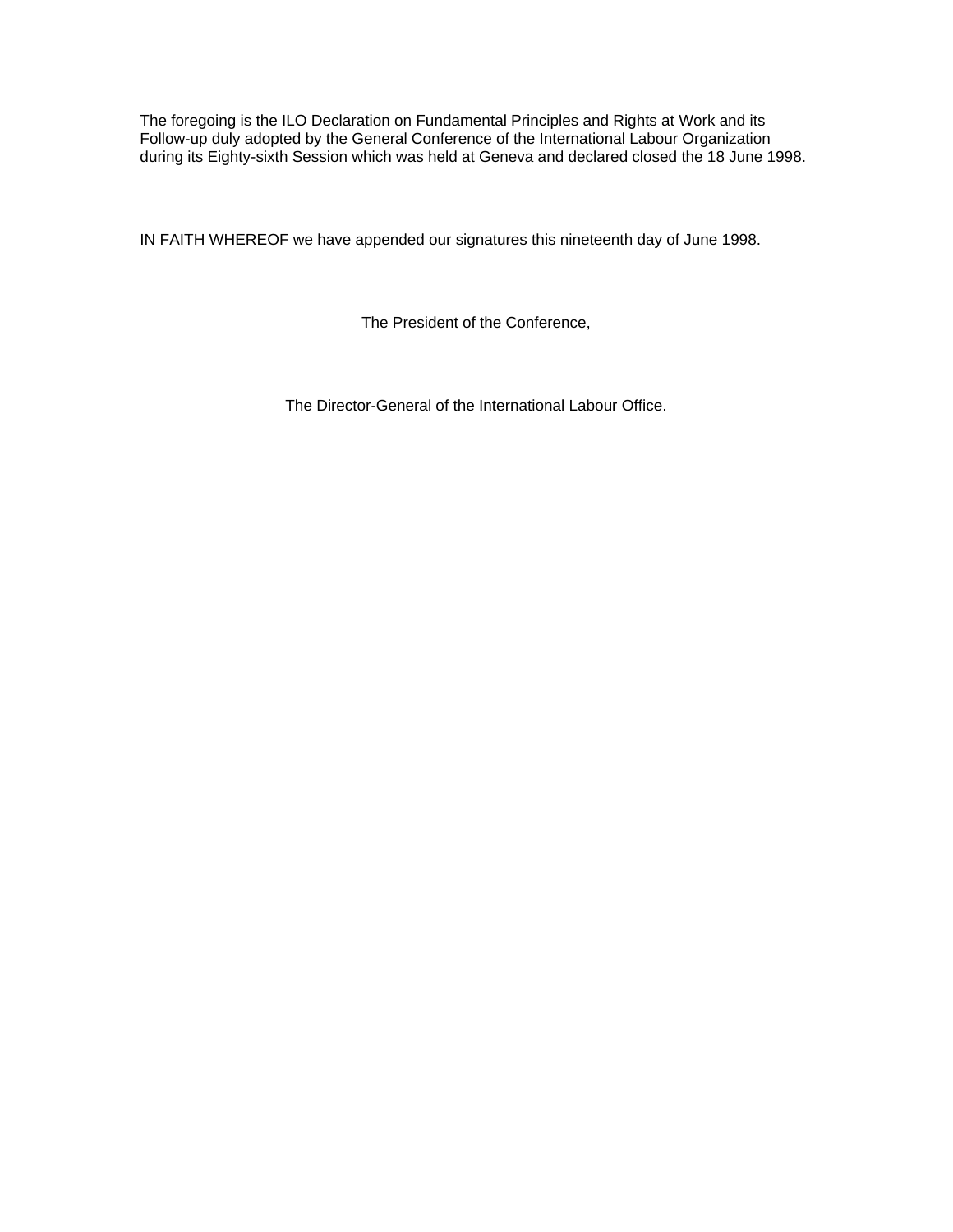The foregoing is the ILO Declaration on Fundamental Principles and Rights at Work and its Follow-up duly adopted by the General Conference of the International Labour Organization during its Eighty-sixth Session which was held at Geneva and declared closed the 18 June 1998.

IN FAITH WHEREOF we have appended our signatures this nineteenth day of June 1998.

The President of the Conference,

The Director-General of the International Labour Office.